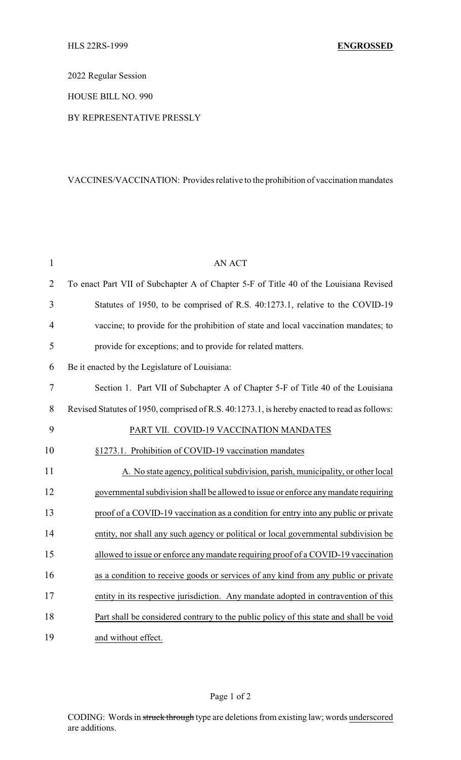HLS 22RS-1999 **ENGROSSED**

2022 Regular Session

HOUSE BILL NO. 990

BY REPRESENTATIVE PRESSLY

VACCINES/VACCINATION: Provides relative to the prohibition of vaccination mandates

AN ACT

To enact Part VII of Subchapter A of Chapter 5-F of Title 40 of the Louisiana Revised Statutes of 1950, to be comprised of R.S. 40:1273.1, relative to the COVID-19 vaccine; to provide for the prohibition of state and local vaccination mandates; to provide for exceptions; and to provide for related matters.

Be it enacted by the Legislature of Louisiana:

Section 1. Part VII of Subchapter A of Chapter 5-F of Title 40 of the Louisiana Revised Statutes of 1950, comprised of R.S. 40:1273.1, is hereby enacted to read as follows:

PART VII. COVID-19 VACCINATION MANDATES

§1273.1. Prohibition of COVID-19 vaccination mandates

A. No state agency, political subdivision, parish, municipality, or other local governmental subdivision shall be allowed to issue or enforce any mandate requiring proof of a COVID-19 vaccination as a condition for entry into any public or private entity, nor shall any such agency or political or local governmental subdivision be allowed to issue or enforce any mandate requiring proof of a COVID-19 vaccination as a condition to receive goods or services of any kind from any public or private entity in its respective jurisdiction. Any mandate adopted in contravention of this Part shall be considered contrary to the public policy of this state and shall be void and without effect.

CODING: Words in ~~struck through~~ type are deletions from existing law; words underscored are additions.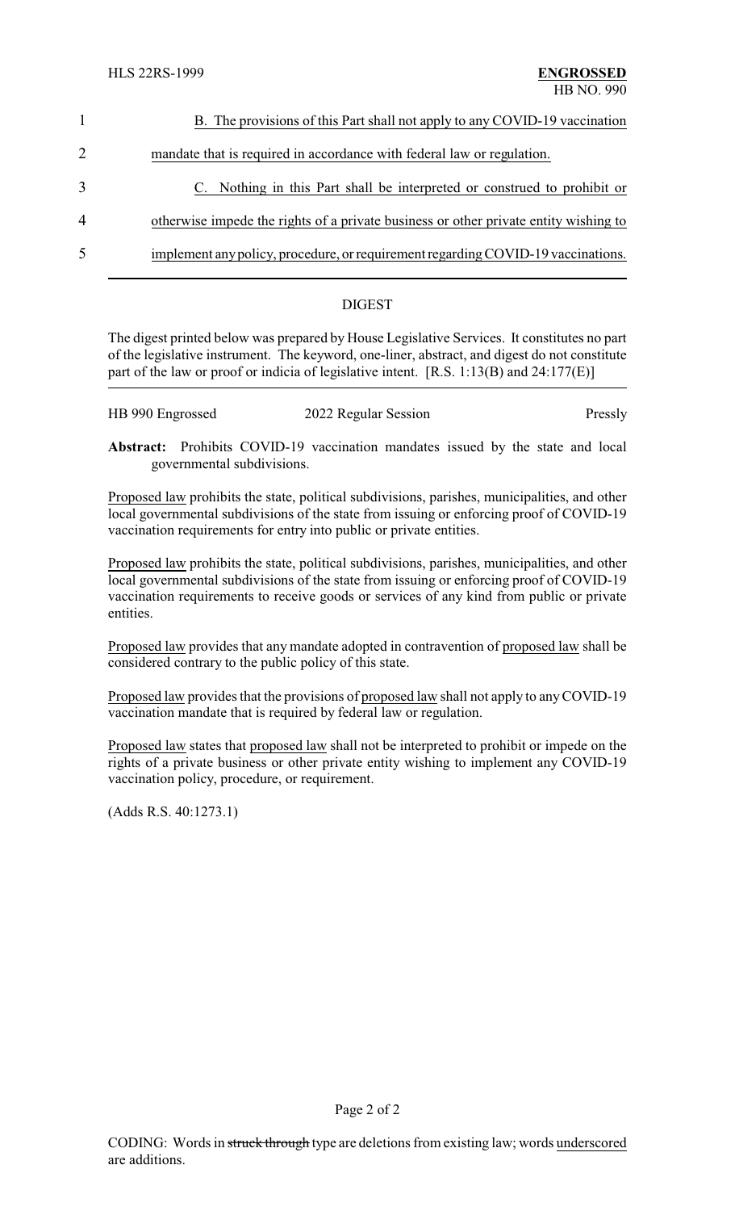B. The provisions of this Part shall not apply to any COVID-19 vaccination mandate that is required in accordance with federal law or regulation.

C. Nothing in this Part shall be interpreted or construed to prohibit or otherwise impede the rights of a private business or other private entity wishing to implement any policy, procedure, or requirement regarding COVID-19 vaccinations.

## DIGEST

The digest printed below was prepared by House Legislative Services. It constitutes no part of the legislative instrument. The keyword, one-liner, abstract, and digest do not constitute part of the law or proof or indicia of legislative intent. [R.S. 1:13(B) and 24:177(E)]

HB 990 Engrossed 2022 Regular Session Pressly

**Abstract:** Prohibits COVID-19 vaccination mandates issued by the state and local governmental subdivisions.

Proposed law prohibits the state, political subdivisions, parishes, municipalities, and other local governmental subdivisions of the state from issuing or enforcing proof of COVID-19 vaccination requirements for entry into public or private entities.

Proposed law prohibits the state, political subdivisions, parishes, municipalities, and other local governmental subdivisions of the state from issuing or enforcing proof of COVID-19 vaccination requirements to receive goods or services of any kind from public or private entities.

Proposed law provides that any mandate adopted in contravention of proposed law shall be considered contrary to the public policy of this state.

Proposed law provides that the provisions of proposed law shall not apply to any COVID-19 vaccination mandate that is required by federal law or regulation.

Proposed law states that proposed law shall not be interpreted to prohibit or impede on the rights of a private business or other private entity wishing to implement any COVID-19 vaccination policy, procedure, or requirement.

(Adds R.S. 40:1273.1)

CODING: Words in struck through type are deletions from existing law; words underscored are additions.